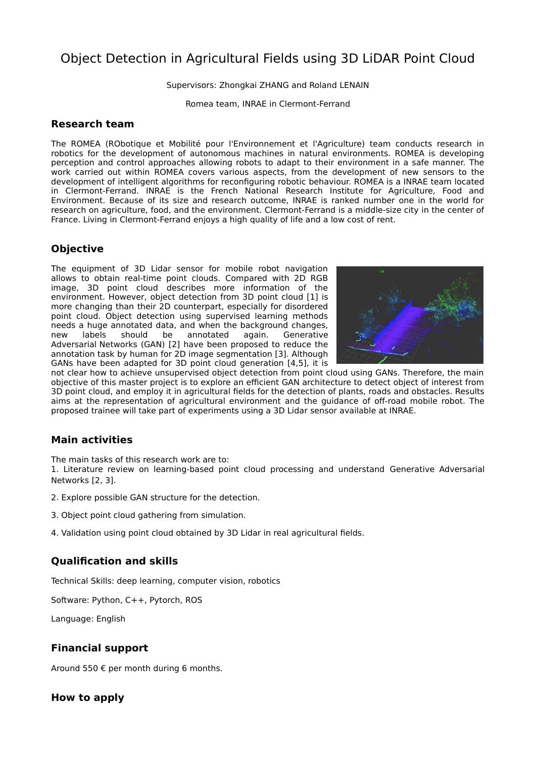# Object Detection in Agricultural Fields using 3D LiDAR Point Cloud

Supervisors: Zhongkai ZHANG and Roland LENAIN

Romea team, INRAE in Clermont-Ferrand

## Research team

The ROMEA (RObotique et Mobilité pour l'Environnement et l'Agriculture) team conducts research in robotics for the development of autonomous machines in natural environments. ROMEA is developing perception and control approaches allowing robots to adapt to their environment in a safe manner. The work carried out within ROMEA covers various aspects, from the development of new sensors to the development of intelligent algorithms for reconfiguring robotic behaviour. ROMEA is a INRAE team located in Clermont-Ferrand. INRAE is the French National Research Institute for Agriculture, Food and Environment. Because of its size and research outcome, INRAE is ranked number one in the world for research on agriculture, food, and the environment. Clermont-Ferrand is a middle-size city in the center of France. Living in Clermont-Ferrand enjoys a high quality of life and a low cost of rent.

## Objective

The equipment of 3D Lidar sensor for mobile robot navigation allows to obtain real-time point clouds. Compared with 2D RGB image, 3D point cloud describes more information of the environment. However, object detection from 3D point cloud [1] is more changing than their 2D counterpart, especially for disordered point cloud. Object detection using supervised learning methods needs a huge annotated data, and when the background changes, new labels should be annotated again. Generative Adversarial Networks (GAN) [2] have been proposed to reduce the annotation task by human for 2D image segmentation [3]. Although GANs have been adapted for 3D point cloud generation [4,5], it is not clear how to achieve unsupervised object detection from point cloud using GANs. Therefore, the main objective of this master project is to explore an efficient GAN architecture to detect object of interest from 3D point cloud, and employ it in agricultural fields for the detection of plants, roads and obstacles. Results aims at the representation of agricultural environment and the guidance of off-road mobile robot. The proposed trainee will take part of experiments using a 3D Lidar sensor available at INRAE.

## Main activities

The main tasks of this research work are to:

1. Literature review on learning-based point cloud processing and understand Generative Adversarial Networks [2, 3].
2. Explore possible GAN structure for the detection.
3. Object point cloud gathering from simulation.
4. Validation using point cloud obtained by 3D Lidar in real agricultural fields.

## Qualification and skills

Technical Skills: deep learning, computer vision, robotics

Software: Python, C++, Pytorch, ROS

Language: English

## Financial support

Around 550 € per month during 6 months.

## How to apply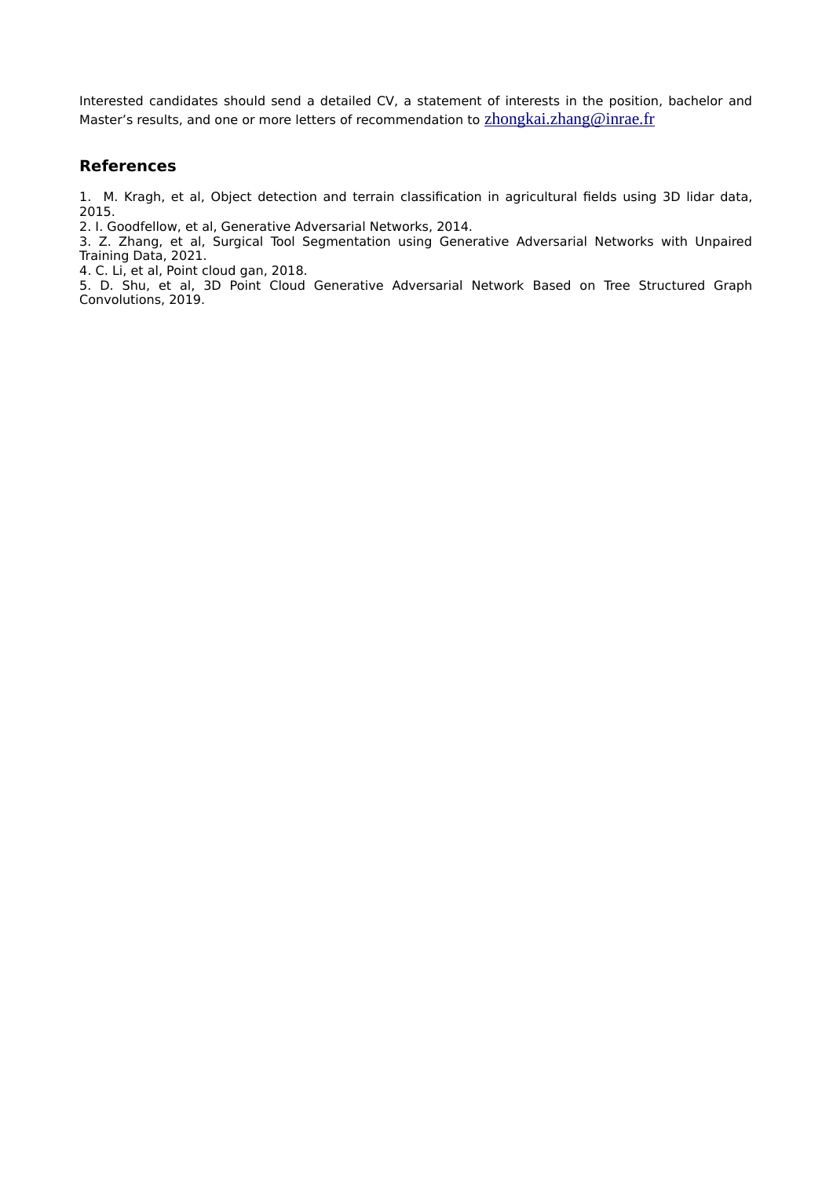Interested candidates should send a detailed CV, a statement of interests in the position, bachelor and Master's results, and one or more letters of recommendation to zhongkai.zhang@inrae.fr

## References

1. M. Kragh, et al, Object detection and terrain classification in agricultural fields using 3D lidar data, 2015.
2. I. Goodfellow, et al, Generative Adversarial Networks, 2014.
3. Z. Zhang, et al, Surgical Tool Segmentation using Generative Adversarial Networks with Unpaired Training Data, 2021.
4. C. Li, et al, Point cloud gan, 2018.
5. D. Shu, et al, 3D Point Cloud Generative Adversarial Network Based on Tree Structured Graph Convolutions, 2019.